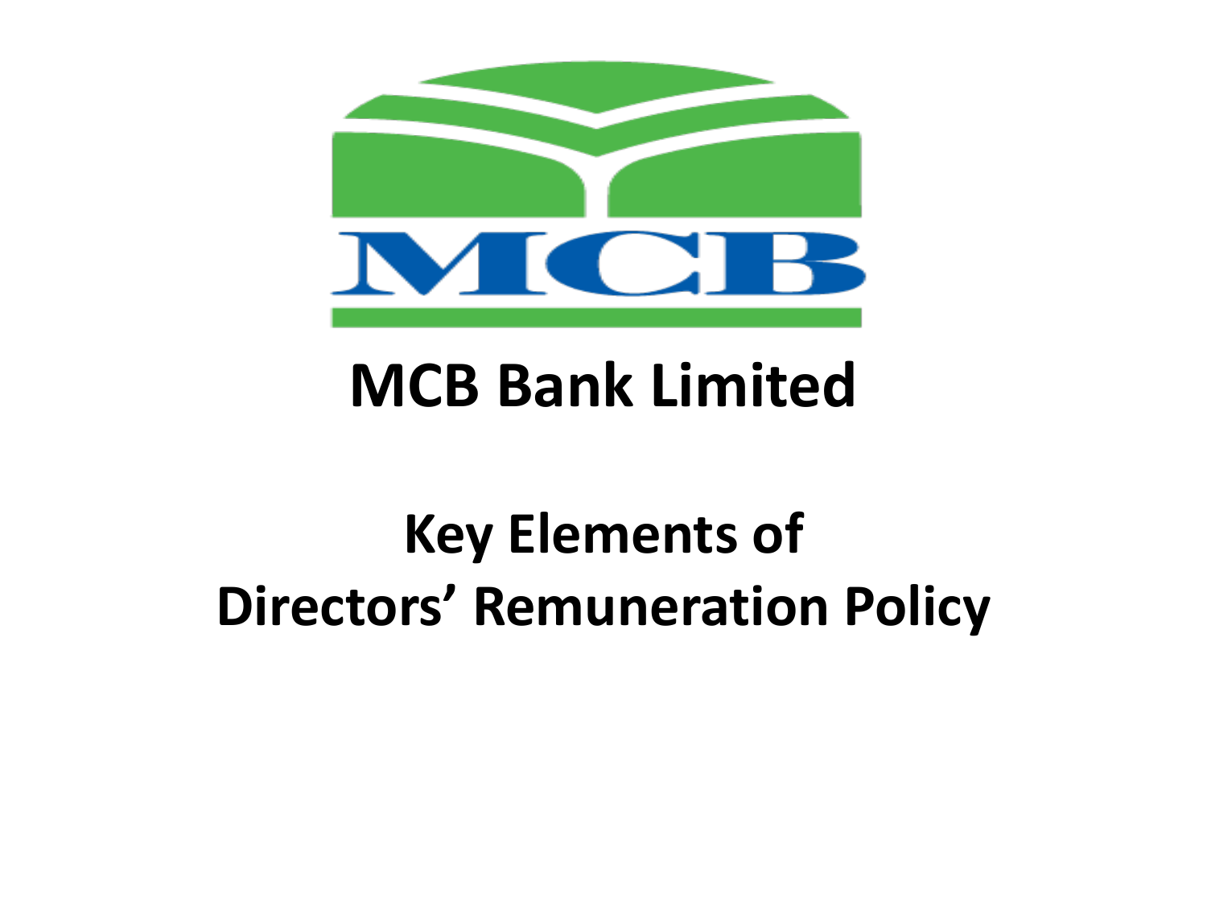# MCB Bank Limited

## Key Elements of Directors’ Remuneration Policy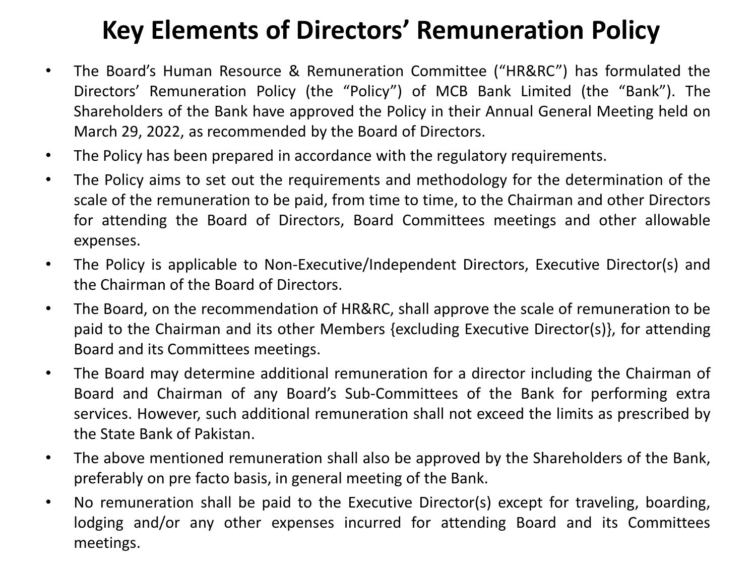# Key Elements of Directors' Remuneration Policy

- The Board's Human Resource & Remuneration Committee ("HR&RC") has formulated the Directors' Remuneration Policy (the "Policy") of MCB Bank Limited (the "Bank"). The Shareholders of the Bank have approved the Policy in their Annual General Meeting held on March 29, 2022, as recommended by the Board of Directors.
- The Policy has been prepared in accordance with the regulatory requirements.
- The Policy aims to set out the requirements and methodology for the determination of the scale of the remuneration to be paid, from time to time, to the Chairman and other Directors for attending the Board of Directors, Board Committees meetings and other allowable expenses.
- The Policy is applicable to Non-Executive/Independent Directors, Executive Director(s) and the Chairman of the Board of Directors.
- The Board, on the recommendation of HR&RC, shall approve the scale of remuneration to be paid to the Chairman and its other Members {excluding Executive Director(s)}, for attending Board and its Committees meetings.
- The Board may determine additional remuneration for a director including the Chairman of Board and Chairman of any Board's Sub-Committees of the Bank for performing extra services. However, such additional remuneration shall not exceed the limits as prescribed by the State Bank of Pakistan.
- The above mentioned remuneration shall also be approved by the Shareholders of the Bank, preferably on pre facto basis, in general meeting of the Bank.
- No remuneration shall be paid to the Executive Director(s) except for traveling, boarding, lodging and/or any other expenses incurred for attending Board and its Committees meetings.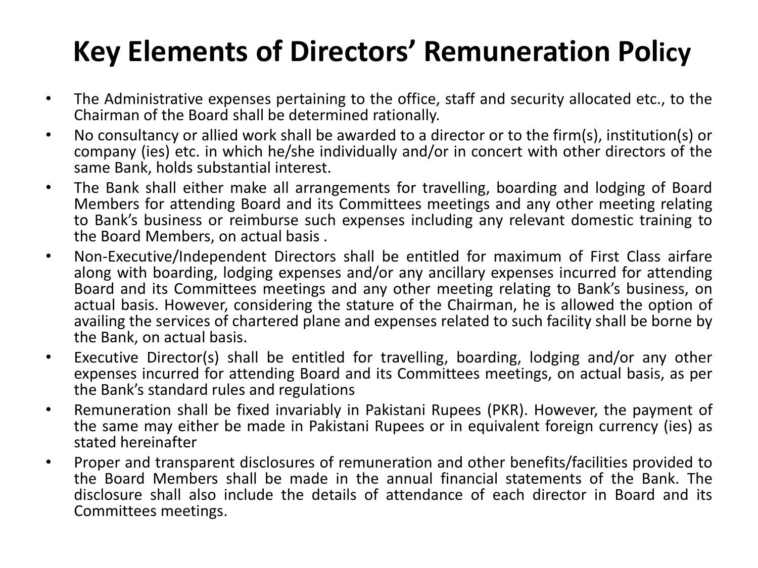# Key Elements of Directors' Remuneration Policy

- The Administrative expenses pertaining to the office, staff and security allocated etc., to the Chairman of the Board shall be determined rationally.
- No consultancy or allied work shall be awarded to a director or to the firm(s), institution(s) or company (ies) etc. in which he/she individually and/or in concert with other directors of the same Bank, holds substantial interest.
- The Bank shall either make all arrangements for travelling, boarding and lodging of Board Members for attending Board and its Committees meetings and any other meeting relating to Bank's business or reimburse such expenses including any relevant domestic training to the Board Members, on actual basis .
- Non-Executive/Independent Directors shall be entitled for maximum of First Class airfare along with boarding, lodging expenses and/or any ancillary expenses incurred for attending Board and its Committees meetings and any other meeting relating to Bank's business, on actual basis. However, considering the stature of the Chairman, he is allowed the option of availing the services of chartered plane and expenses related to such facility shall be borne by the Bank, on actual basis.
- Executive Director(s) shall be entitled for travelling, boarding, lodging and/or any other expenses incurred for attending Board and its Committees meetings, on actual basis, as per the Bank's standard rules and regulations
- Remuneration shall be fixed invariably in Pakistani Rupees (PKR). However, the payment of the same may either be made in Pakistani Rupees or in equivalent foreign currency (ies) as stated hereinafter
- Proper and transparent disclosures of remuneration and other benefits/facilities provided to the Board Members shall be made in the annual financial statements of the Bank. The disclosure shall also include the details of attendance of each director in Board and its Committees meetings.